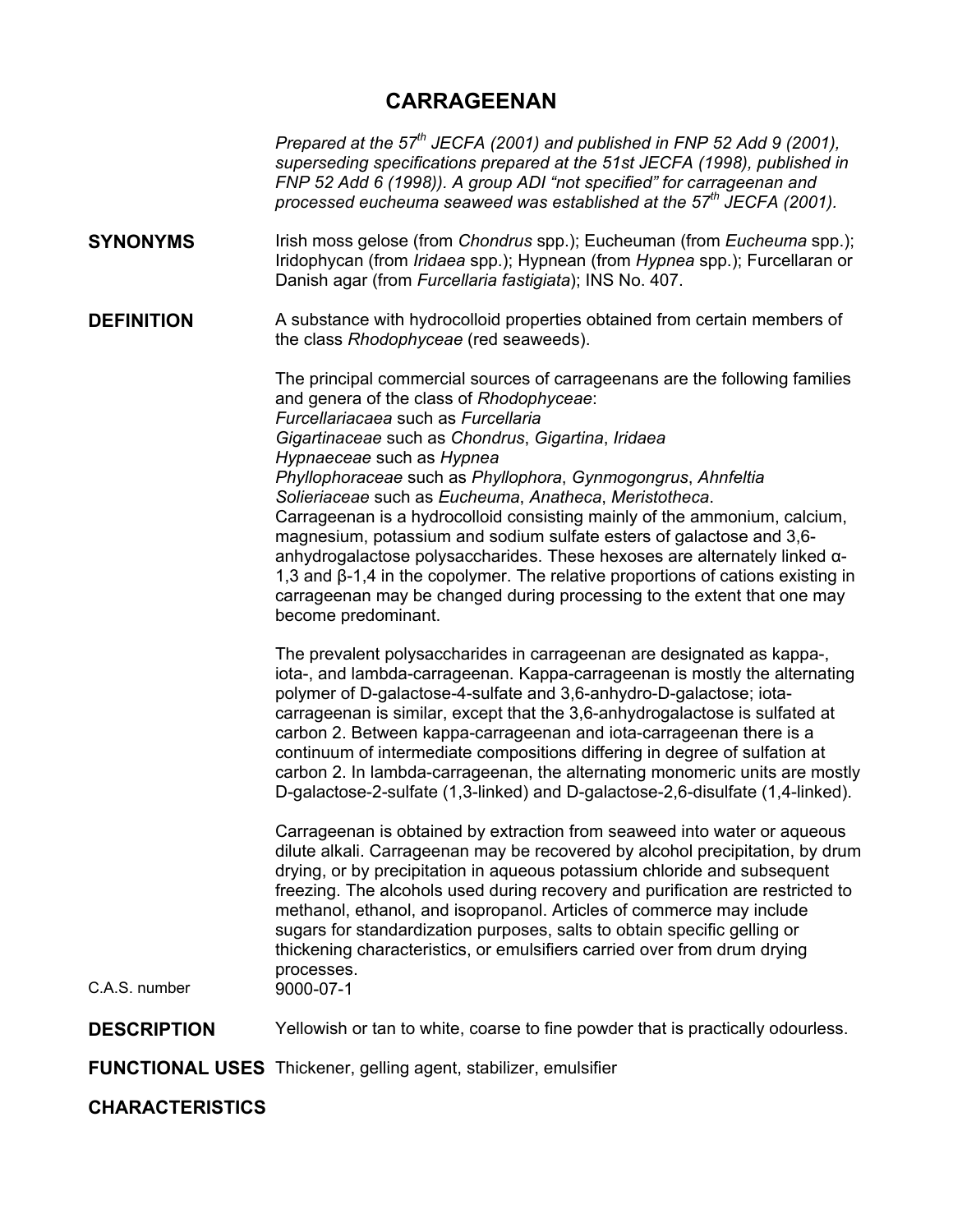# CARRAGEENAN

*Prepared at the 57th JECFA (2001) and published in FNP 52 Add 9 (2001), superseding specifications prepared at the 51st JECFA (1998), published in FNP 52 Add 6 (1998)). A group ADI "not specified" for carrageenan and processed eucheuma seaweed was established at the 57th JECFA (2001).*

**SYNONYMS**

Irish moss gelose (from *Chondrus* spp.); Eucheuman (from *Eucheuma* spp.); Iridophycan (from *Iridaea* spp.); Hypnean (from *Hypnea* spp.); Furcellaran or Danish agar (from *Furcellaria fastigiata*); INS No. 407.

**DEFINITION**

A substance with hydrocolloid properties obtained from certain members of the class *Rhodophyceae* (red seaweeds).

The principal commercial sources of carrageenans are the following families and genera of the class of *Rhodophyceae*:
*Furcellariacaea* such as *Furcellaria*
*Gigartinaceae* such as *Chondrus*, *Gigartina*, *Iridaea*
*Hypnaeceae* such as *Hypnea*
*Phyllophoraceae* such as *Phyllophora*, *Gynmogongrus*, *Ahnfeltia*
*Solieriaceae* such as *Eucheuma*, *Anatheca*, *Meristotheca*.
Carrageenan is a hydrocolloid consisting mainly of the ammonium, calcium, magnesium, potassium and sodium sulfate esters of galactose and 3,6-anhydrogalactose polysaccharides. These hexoses are alternately linked α-1,3 and β-1,4 in the copolymer. The relative proportions of cations existing in carrageenan may be changed during processing to the extent that one may become predominant.

The prevalent polysaccharides in carrageenan are designated as kappa-, iota-, and lambda-carrageenan. Kappa-carrageenan is mostly the alternating polymer of D-galactose-4-sulfate and 3,6-anhydro-D-galactose; iota-carrageenan is similar, except that the 3,6-anhydrogalactose is sulfated at carbon 2. Between kappa-carrageenan and iota-carrageenan there is a continuum of intermediate compositions differing in degree of sulfation at carbon 2. In lambda-carrageenan, the alternating monomeric units are mostly D-galactose-2-sulfate (1,3-linked) and D-galactose-2,6-disulfate (1,4-linked).

Carrageenan is obtained by extraction from seaweed into water or aqueous dilute alkali. Carrageenan may be recovered by alcohol precipitation, by drum drying, or by precipitation in aqueous potassium chloride and subsequent freezing. The alcohols used during recovery and purification are restricted to methanol, ethanol, and isopropanol. Articles of commerce may include sugars for standardization purposes, salts to obtain specific gelling or thickening characteristics, or emulsifiers carried over from drum drying processes.

C.A.S. number: 9000-07-1

**DESCRIPTION**

Yellowish or tan to white, coarse to fine powder that is practically odourless.

**FUNCTIONAL USES**

Thickener, gelling agent, stabilizer, emulsifier

**CHARACTERISTICS**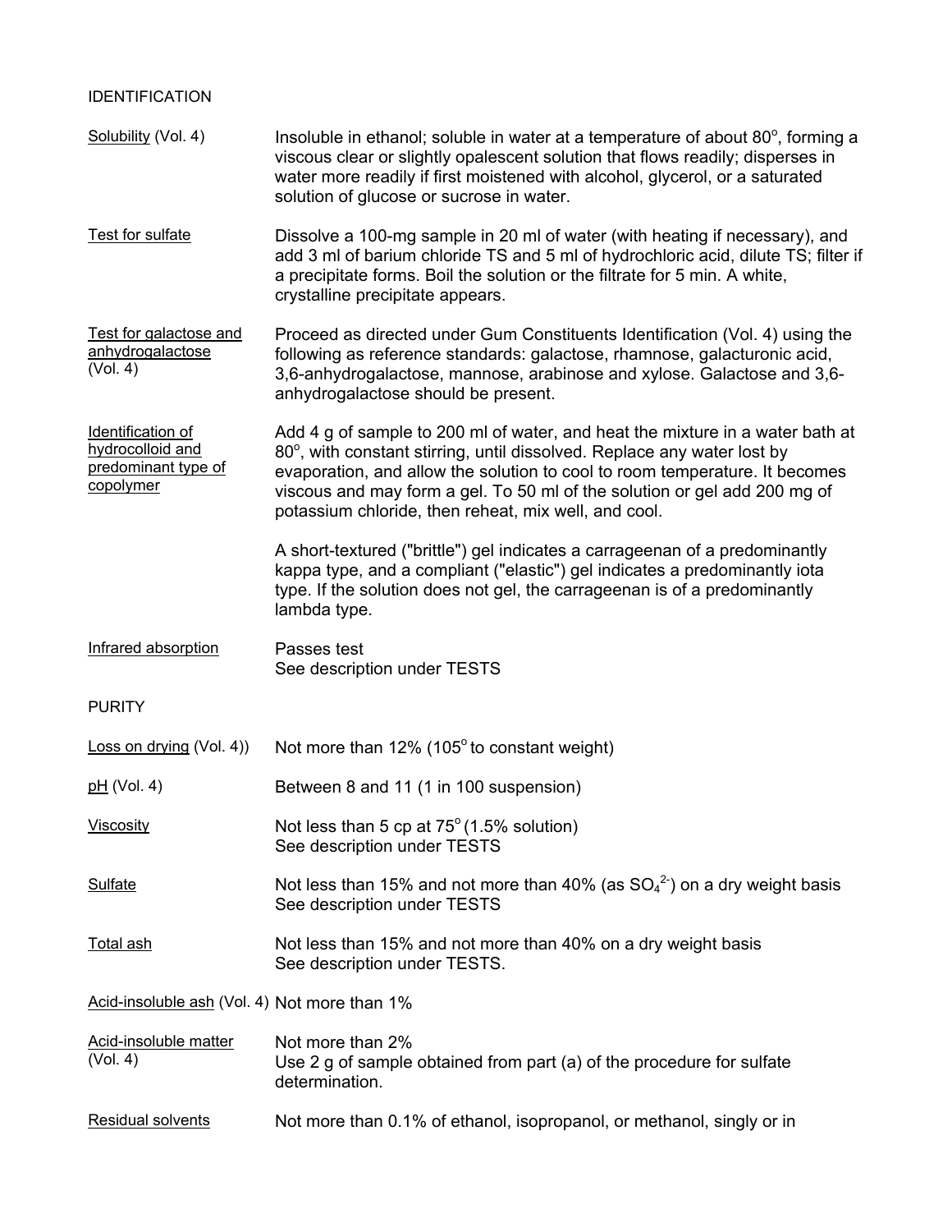IDENTIFICATION

| | |
|---|---|
| Solubility (Vol. 4) | Insoluble in ethanol; soluble in water at a temperature of about 80°, forming a viscous clear or slightly opalescent solution that flows readily; disperses in water more readily if first moistened with alcohol, glycerol, or a saturated solution of glucose or sucrose in water. |
| Test for sulfate | Dissolve a 100-mg sample in 20 ml of water (with heating if necessary), and add 3 ml of barium chloride TS and 5 ml of hydrochloric acid, dilute TS; filter if a precipitate forms. Boil the solution or the filtrate for 5 min. A white, crystalline precipitate appears. |
| Test for galactose and anhydrogalactose (Vol. 4) | Proceed as directed under Gum Constituents Identification (Vol. 4) using the following as reference standards: galactose, rhamnose, galacturonic acid, 3,6-anhydrogalactose, mannose, arabinose and xylose. Galactose and 3,6-anhydrogalactose should be present. |
| Identification of hydrocolloid and predominant type of copolymer | Add 4 g of sample to 200 ml of water, and heat the mixture in a water bath at 80°, with constant stirring, until dissolved. Replace any water lost by evaporation, and allow the solution to cool to room temperature. It becomes viscous and may form a gel. To 50 ml of the solution or gel add 200 mg of potassium chloride, then reheat, mix well, and cool.<br><br>A short-textured ("brittle") gel indicates a carrageenan of a predominantly kappa type, and a compliant ("elastic") gel indicates a predominantly iota type. If the solution does not gel, the carrageenan is of a predominantly lambda type. |
| Infrared absorption | Passes test<br>See description under TESTS |

PURITY

| | |
|---|---|
| Loss on drying (Vol. 4)) | Not more than 12% (105° to constant weight) |
| pH (Vol. 4) | Between 8 and 11 (1 in 100 suspension) |
| Viscosity | Not less than 5 cp at 75° (1.5% solution)<br>See description under TESTS |
| Sulfate | Not less than 15% and not more than 40% (as $SO_4^{2-}$) on a dry weight basis<br>See description under TESTS |
| Total ash | Not less than 15% and not more than 40% on a dry weight basis<br>See description under TESTS. |
| Acid-insoluble ash (Vol. 4) | Not more than 1% |
| Acid-insoluble matter (Vol. 4) | Not more than 2%<br>Use 2 g of sample obtained from part (a) of the procedure for sulfate determination. |
| Residual solvents | Not more than 0.1% of ethanol, isopropanol, or methanol, singly or in |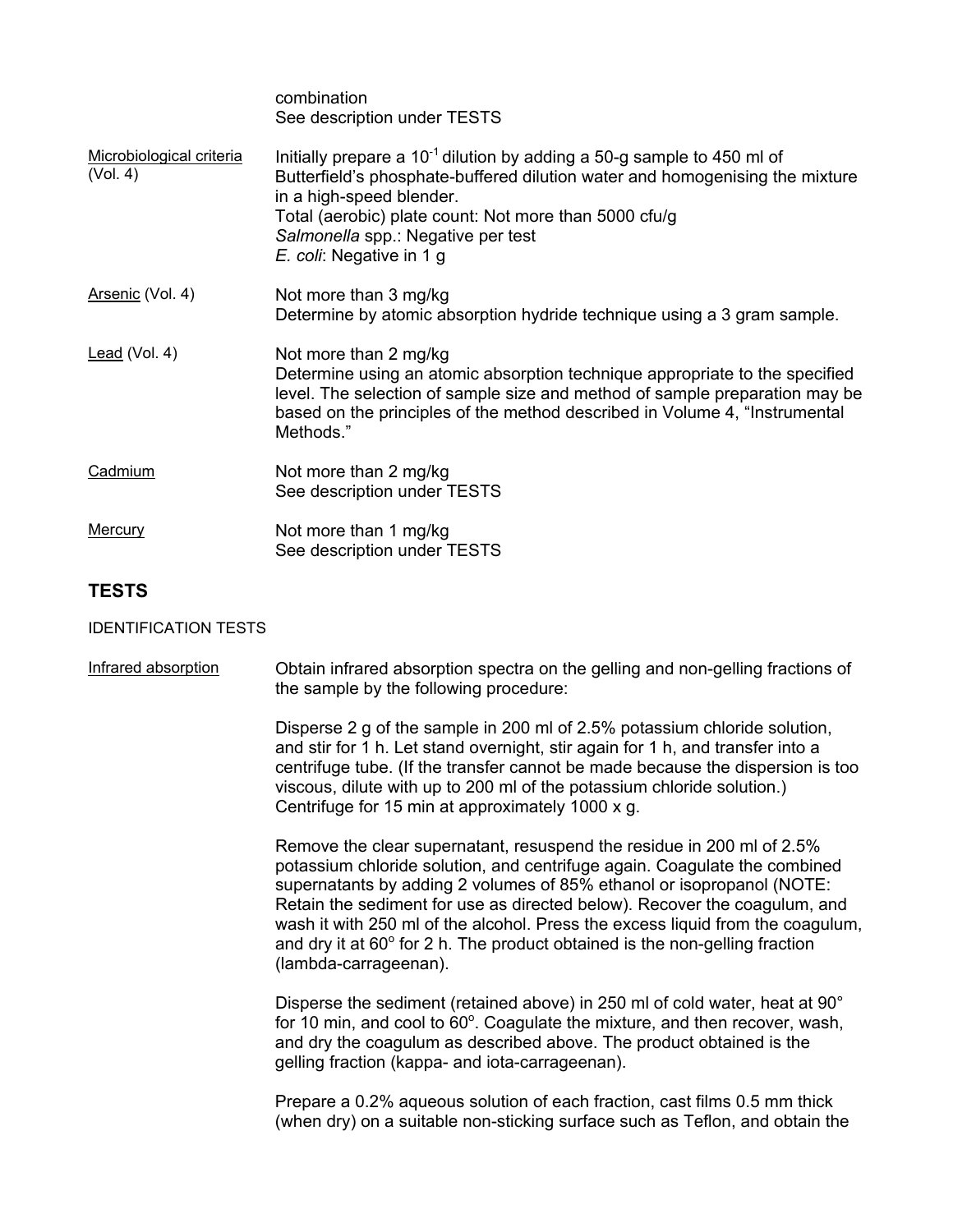combination
See description under TESTS

| | |
|---|---|
| Microbiological criteria (Vol. 4) | Initially prepare a $10^{-1}$ dilution by adding a 50-g sample to 450 ml of Butterfield's phosphate-buffered dilution water and homogenising the mixture in a high-speed blender.<br>Total (aerobic) plate count: Not more than 5000 cfu/g<br>*Salmonella* spp.: Negative per test<br>*E. coli*: Negative in 1 g |
| Arsenic (Vol. 4) | Not more than 3 mg/kg<br>Determine by atomic absorption hydride technique using a 3 gram sample. |
| Lead (Vol. 4) | Not more than 2 mg/kg<br>Determine using an atomic absorption technique appropriate to the specified level. The selection of sample size and method of sample preparation may be based on the principles of the method described in Volume 4, "Instrumental Methods." |
| Cadmium | Not more than 2 mg/kg<br>See description under TESTS |
| Mercury | Not more than 1 mg/kg<br>See description under TESTS |

## TESTS

IDENTIFICATION TESTS

Infrared absorption

Obtain infrared absorption spectra on the gelling and non-gelling fractions of the sample by the following procedure:

Disperse 2 g of the sample in 200 ml of 2.5% potassium chloride solution, and stir for 1 h. Let stand overnight, stir again for 1 h, and transfer into a centrifuge tube. (If the transfer cannot be made because the dispersion is too viscous, dilute with up to 200 ml of the potassium chloride solution.) Centrifuge for 15 min at approximately 1000 x g.

Remove the clear supernatant, resuspend the residue in 200 ml of 2.5% potassium chloride solution, and centrifuge again. Coagulate the combined supernatants by adding 2 volumes of 85% ethanol or isopropanol (NOTE: Retain the sediment for use as directed below). Recover the coagulum, and wash it with 250 ml of the alcohol. Press the excess liquid from the coagulum, and dry it at 60° for 2 h. The product obtained is the non-gelling fraction (lambda-carrageenan).

Disperse the sediment (retained above) in 250 ml of cold water, heat at 90° for 10 min, and cool to 60°. Coagulate the mixture, and then recover, wash, and dry the coagulum as described above. The product obtained is the gelling fraction (kappa- and iota-carrageenan).

Prepare a 0.2% aqueous solution of each fraction, cast films 0.5 mm thick (when dry) on a suitable non-sticking surface such as Teflon, and obtain the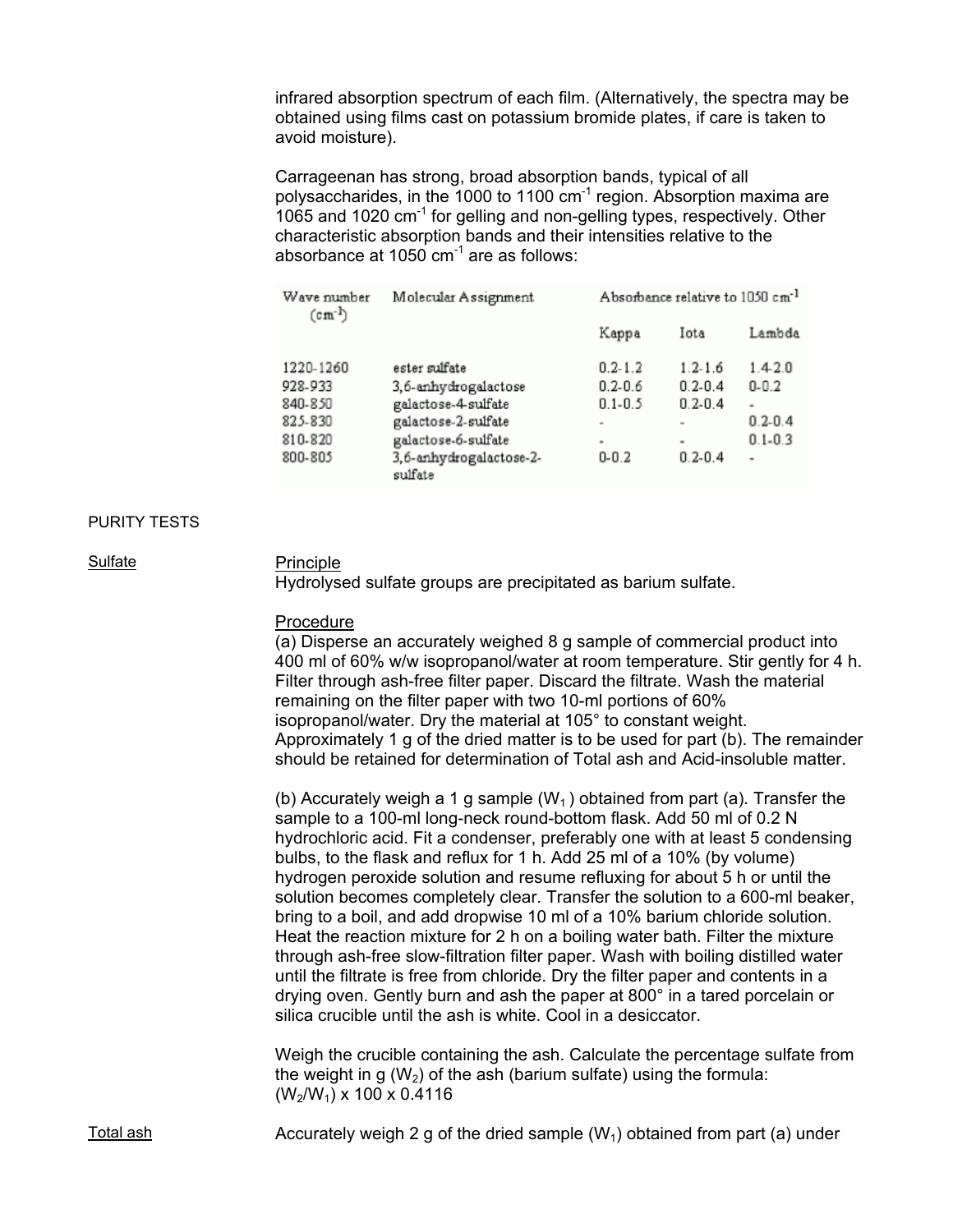infrared absorption spectrum of each film. (Alternatively, the spectra may be obtained using films cast on potassium bromide plates, if care is taken to avoid moisture).

Carrageenan has strong, broad absorption bands, typical of all polysaccharides, in the 1000 to 1100 $cm^{-1}$ region. Absorption maxima are 1065 and 1020 $cm^{-1}$ for gelling and non-gelling types, respectively. Other characteristic absorption bands and their intensities relative to the absorbance at 1050 $cm^{-1}$ are as follows:

| Wave number ($cm^{-1}$) | Molecular Assignment | Absorbance relative to 1050 $cm^{-1}$ | | |
|---|---|---|---|---|
| | | Kappa | Iota | Lambda |
| 1220-1260 | ester sulfate | 0.2-1.2 | 1.2-1.6 | 1.4-2.0 |
| 928-933 | 3,6-anhydrogalactose | 0.2-0.6 | 0.2-0.4 | 0-0.2 |
| 840-850 | galactose-4-sulfate | 0.1-0.5 | 0.2-0.4 | - |
| 825-830 | galactose-2-sulfate | - | - | 0.2-0.4 |
| 810-820 | galactose-6-sulfate | - | - | 0.1-0.3 |
| 800-805 | 3,6-anhydrogalactose-2-sulfate | 0-0.2 | 0.2-0.4 | - |

## PURITY TESTS

### Sulfate

Principle

Hydrolysed sulfate groups are precipitated as barium sulfate.

Procedure

(a) Disperse an accurately weighed 8 g sample of commercial product into 400 ml of 60% w/w isopropanol/water at room temperature. Stir gently for 4 h. Filter through ash-free filter paper. Discard the filtrate. Wash the material remaining on the filter paper with two 10-ml portions of 60% isopropanol/water. Dry the material at 105° to constant weight. Approximately 1 g of the dried matter is to be used for part (b). The remainder should be retained for determination of Total ash and Acid-insoluble matter.

(b) Accurately weigh a 1 g sample ($W_1$) obtained from part (a). Transfer the sample to a 100-ml long-neck round-bottom flask. Add 50 ml of 0.2 N hydrochloric acid. Fit a condenser, preferably one with at least 5 condensing bulbs, to the flask and reflux for 1 h. Add 25 ml of a 10% (by volume) hydrogen peroxide solution and resume refluxing for about 5 h or until the solution becomes completely clear. Transfer the solution to a 600-ml beaker, bring to a boil, and add dropwise 10 ml of a 10% barium chloride solution. Heat the reaction mixture for 2 h on a boiling water bath. Filter the mixture through ash-free slow-filtration filter paper. Wash with boiling distilled water until the filtrate is free from chloride. Dry the filter paper and contents in a drying oven. Gently burn and ash the paper at 800° in a tared porcelain or silica crucible until the ash is white. Cool in a desiccator.

Weigh the crucible containing the ash. Calculate the percentage sulfate from the weight in g ($W_2$) of the ash (barium sulfate) using the formula:

$(W_2/W_1) \times 100 \times 0.4116$

### Total ash

Accurately weigh 2 g of the dried sample ($W_1$) obtained from part (a) under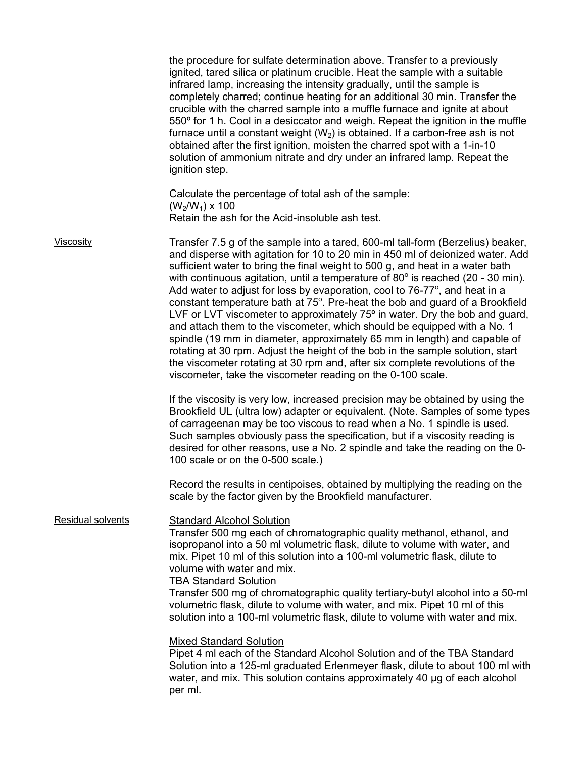the procedure for sulfate determination above. Transfer to a previously ignited, tared silica or platinum crucible. Heat the sample with a suitable infrared lamp, increasing the intensity gradually, until the sample is completely charred; continue heating for an additional 30 min. Transfer the crucible with the charred sample into a muffle furnace and ignite at about 550º for 1 h. Cool in a desiccator and weigh. Repeat the ignition in the muffle furnace until a constant weight ($W_2$) is obtained. If a carbon-free ash is not obtained after the first ignition, moisten the charred spot with a 1-in-10 solution of ammonium nitrate and dry under an infrared lamp. Repeat the ignition step.

Calculate the percentage of total ash of the sample:

$(W_2/W_1) \times 100$

Retain the ash for the Acid-insoluble ash test.

**Viscosity**

Transfer 7.5 g of the sample into a tared, 600-ml tall-form (Berzelius) beaker, and disperse with agitation for 10 to 20 min in 450 ml of deionized water. Add sufficient water to bring the final weight to 500 g, and heat in a water bath with continuous agitation, until a temperature of 80° is reached (20 - 30 min). Add water to adjust for loss by evaporation, cool to 76-77°, and heat in a constant temperature bath at 75°. Pre-heat the bob and guard of a Brookfield LVF or LVT viscometer to approximately 75º in water. Dry the bob and guard, and attach them to the viscometer, which should be equipped with a No. 1 spindle (19 mm in diameter, approximately 65 mm in length) and capable of rotating at 30 rpm. Adjust the height of the bob in the sample solution, start the viscometer rotating at 30 rpm and, after six complete revolutions of the viscometer, take the viscometer reading on the 0-100 scale.

If the viscosity is very low, increased precision may be obtained by using the Brookfield UL (ultra low) adapter or equivalent. (Note. Samples of some types of carrageenan may be too viscous to read when a No. 1 spindle is used. Such samples obviously pass the specification, but if a viscosity reading is desired for other reasons, use a No. 2 spindle and take the reading on the 0-100 scale or on the 0-500 scale.)

Record the results in centipoises, obtained by multiplying the reading on the scale by the factor given by the Brookfield manufacturer.

**Residual solvents**

Standard Alcohol Solution

Transfer 500 mg each of chromatographic quality methanol, ethanol, and isopropanol into a 50 ml volumetric flask, dilute to volume with water, and mix. Pipet 10 ml of this solution into a 100-ml volumetric flask, dilute to volume with water and mix.

TBA Standard Solution

Transfer 500 mg of chromatographic quality tertiary-butyl alcohol into a 50-ml volumetric flask, dilute to volume with water, and mix. Pipet 10 ml of this solution into a 100-ml volumetric flask, dilute to volume with water and mix.

Mixed Standard Solution

Pipet 4 ml each of the Standard Alcohol Solution and of the TBA Standard Solution into a 125-ml graduated Erlenmeyer flask, dilute to about 100 ml with water, and mix. This solution contains approximately 40 µg of each alcohol per ml.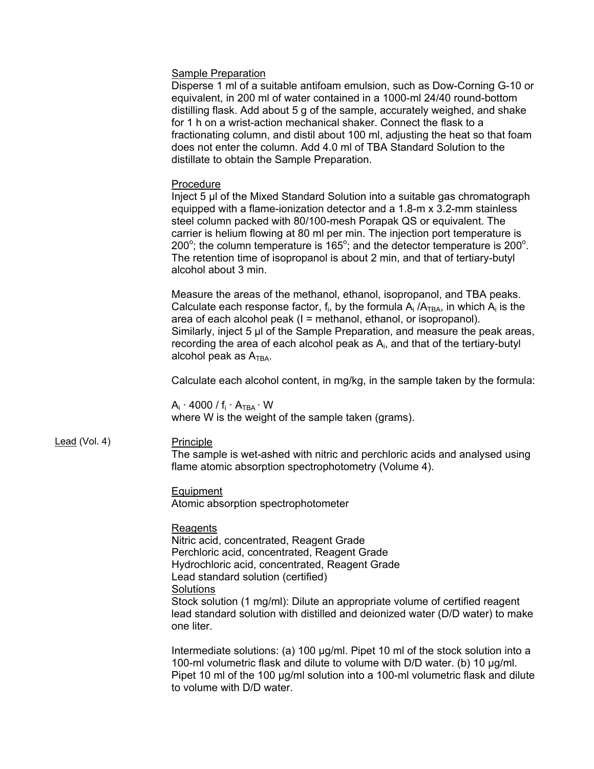Sample Preparation

Disperse 1 ml of a suitable antifoam emulsion, such as Dow-Corning G-10 or equivalent, in 200 ml of water contained in a 1000-ml 24/40 round-bottom distilling flask. Add about 5 g of the sample, accurately weighed, and shake for 1 h on a wrist-action mechanical shaker. Connect the flask to a fractionating column, and distil about 100 ml, adjusting the heat so that foam does not enter the column. Add 4.0 ml of TBA Standard Solution to the distillate to obtain the Sample Preparation.

Procedure

Inject 5 µl of the Mixed Standard Solution into a suitable gas chromatograph equipped with a flame-ionization detector and a 1.8-m x 3.2-mm stainless steel column packed with 80/100-mesh Porapak QS or equivalent. The carrier is helium flowing at 80 ml per min. The injection port temperature is 200°; the column temperature is 165°; and the detector temperature is 200°. The retention time of isopropanol is about 2 min, and that of tertiary-butyl alcohol about 3 min.

Measure the areas of the methanol, ethanol, isopropanol, and TBA peaks. Calculate each response factor, $f_i$, by the formula $A_i / A_{TBA}$, in which $A_i$ is the area of each alcohol peak (I = methanol, ethanol, or isopropanol). Similarly, inject 5 µl of the Sample Preparation, and measure the peak areas, recording the area of each alcohol peak as $A_i$, and that of the tertiary-butyl alcohol peak as $A_{TBA}$.

Calculate each alcohol content, in mg/kg, in the sample taken by the formula:

$$A_i \cdot 4000 / f_i \cdot A_{TBA} \cdot W$$

where W is the weight of the sample taken (grams).

Lead (Vol. 4)

Principle

The sample is wet-ashed with nitric and perchloric acids and analysed using flame atomic absorption spectrophotometry (Volume 4).

Equipment

Atomic absorption spectrophotometer

Reagents

Nitric acid, concentrated, Reagent Grade
Perchloric acid, concentrated, Reagent Grade
Hydrochloric acid, concentrated, Reagent Grade
Lead standard solution (certified)

Solutions

Stock solution (1 mg/ml): Dilute an appropriate volume of certified reagent lead standard solution with distilled and deionized water (D/D water) to make one liter.

Intermediate solutions: (a) 100 µg/ml. Pipet 10 ml of the stock solution into a 100-ml volumetric flask and dilute to volume with D/D water. (b) 10 µg/ml. Pipet 10 ml of the 100 µg/ml solution into a 100-ml volumetric flask and dilute to volume with D/D water.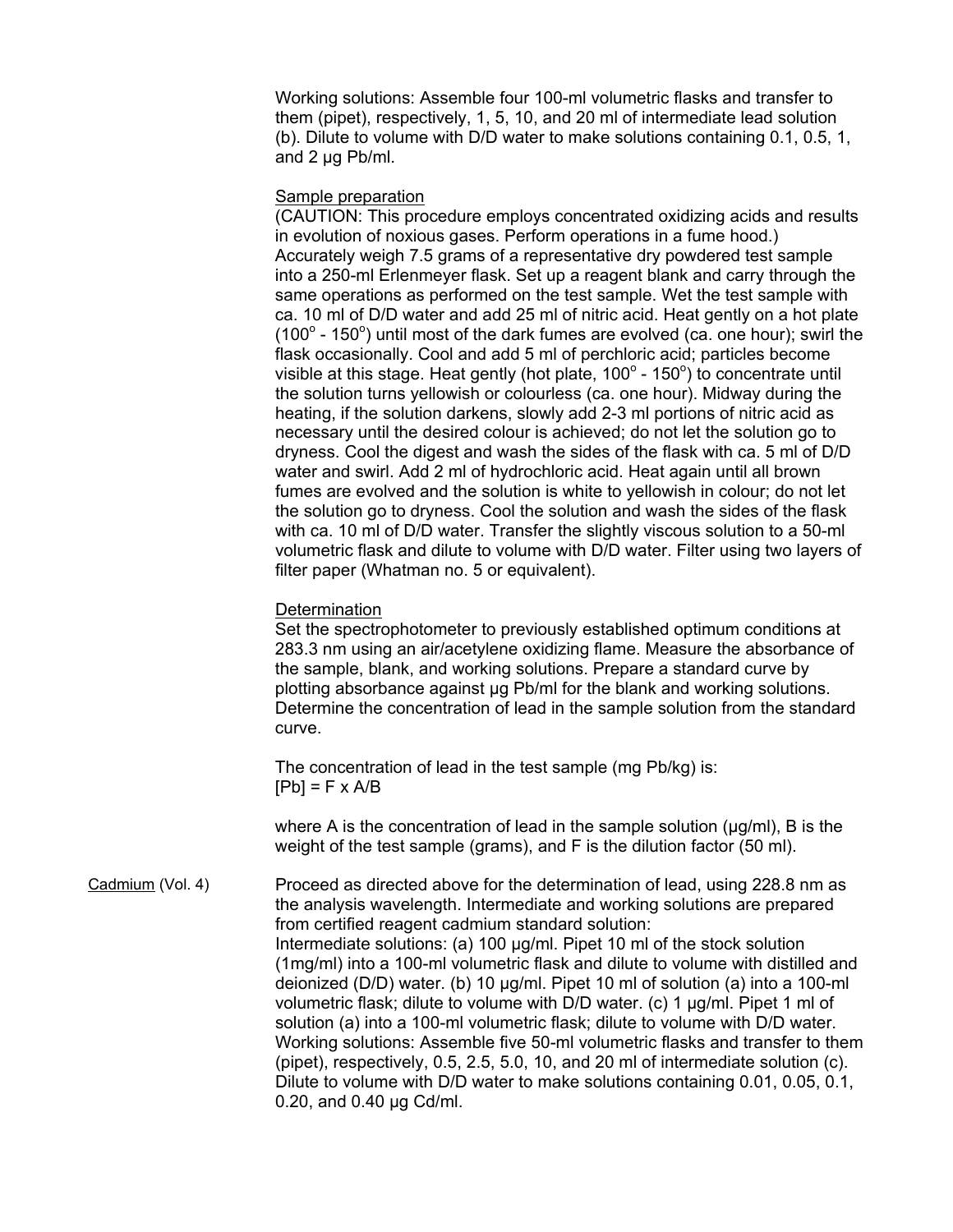Working solutions: Assemble four 100-ml volumetric flasks and transfer to them (pipet), respectively, 1, 5, 10, and 20 ml of intermediate lead solution (b). Dilute to volume with D/D water to make solutions containing 0.1, 0.5, 1, and 2 µg Pb/ml.

Sample preparation

(CAUTION: This procedure employs concentrated oxidizing acids and results in evolution of noxious gases. Perform operations in a fume hood.) Accurately weigh 7.5 grams of a representative dry powdered test sample into a 250-ml Erlenmeyer flask. Set up a reagent blank and carry through the same operations as performed on the test sample. Wet the test sample with ca. 10 ml of D/D water and add 25 ml of nitric acid. Heat gently on a hot plate ($100^o$ - $150^o$) until most of the dark fumes are evolved (ca. one hour); swirl the flask occasionally. Cool and add 5 ml of perchloric acid; particles become visible at this stage. Heat gently (hot plate, $100^o$ - $150^o$) to concentrate until the solution turns yellowish or colourless (ca. one hour). Midway during the heating, if the solution darkens, slowly add 2-3 ml portions of nitric acid as necessary until the desired colour is achieved; do not let the solution go to dryness. Cool the digest and wash the sides of the flask with ca. 5 ml of D/D water and swirl. Add 2 ml of hydrochloric acid. Heat again until all brown fumes are evolved and the solution is white to yellowish in colour; do not let the solution go to dryness. Cool the solution and wash the sides of the flask with ca. 10 ml of D/D water. Transfer the slightly viscous solution to a 50-ml volumetric flask and dilute to volume with D/D water. Filter using two layers of filter paper (Whatman no. 5 or equivalent).

Determination

Set the spectrophotometer to previously established optimum conditions at 283.3 nm using an air/acetylene oxidizing flame. Measure the absorbance of the sample, blank, and working solutions. Prepare a standard curve by plotting absorbance against µg Pb/ml for the blank and working solutions. Determine the concentration of lead in the sample solution from the standard curve.

The concentration of lead in the test sample (mg Pb/kg) is:

$[Pb] = F \times A/B$

where A is the concentration of lead in the sample solution (µg/ml), B is the weight of the test sample (grams), and F is the dilution factor (50 ml).

Cadmium (Vol. 4)

Proceed as directed above for the determination of lead, using 228.8 nm as the analysis wavelength. Intermediate and working solutions are prepared from certified reagent cadmium standard solution:

Intermediate solutions: (a) 100 µg/ml. Pipet 10 ml of the stock solution (1mg/ml) into a 100-ml volumetric flask and dilute to volume with distilled and deionized (D/D) water. (b) 10 µg/ml. Pipet 10 ml of solution (a) into a 100-ml volumetric flask; dilute to volume with D/D water. (c) 1 µg/ml. Pipet 1 ml of solution (a) into a 100-ml volumetric flask; dilute to volume with D/D water.

Working solutions: Assemble five 50-ml volumetric flasks and transfer to them (pipet), respectively, 0.5, 2.5, 5.0, 10, and 20 ml of intermediate solution (c). Dilute to volume with D/D water to make solutions containing 0.01, 0.05, 0.1, 0.20, and 0.40 µg Cd/ml.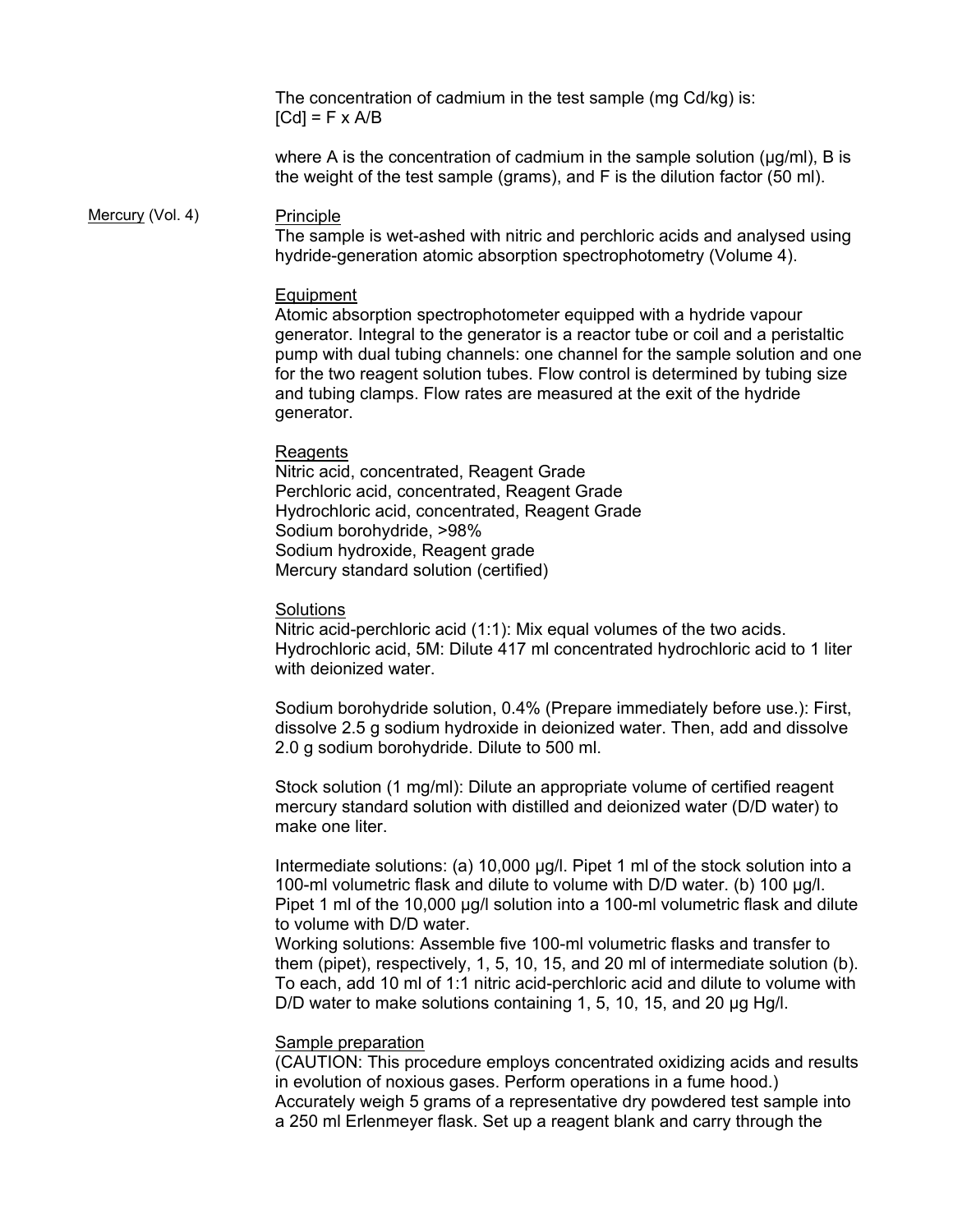The concentration of cadmium in the test sample (mg Cd/kg) is:
[Cd] = F x A/B

where A is the concentration of cadmium in the sample solution (µg/ml), B is the weight of the test sample (grams), and F is the dilution factor (50 ml).

## Mercury (Vol. 4)

### Principle

The sample is wet-ashed with nitric and perchloric acids and analysed using hydride-generation atomic absorption spectrophotometry (Volume 4).

### Equipment

Atomic absorption spectrophotometer equipped with a hydride vapour generator. Integral to the generator is a reactor tube or coil and a peristaltic pump with dual tubing channels: one channel for the sample solution and one for the two reagent solution tubes. Flow control is determined by tubing size and tubing clamps. Flow rates are measured at the exit of the hydride generator.

### Reagents

Nitric acid, concentrated, Reagent Grade
Perchloric acid, concentrated, Reagent Grade
Hydrochloric acid, concentrated, Reagent Grade
Sodium borohydride, >98%
Sodium hydroxide, Reagent grade
Mercury standard solution (certified)

### Solutions

Nitric acid-perchloric acid (1:1): Mix equal volumes of the two acids.
Hydrochloric acid, 5M: Dilute 417 ml concentrated hydrochloric acid to 1 liter with deionized water.

Sodium borohydride solution, 0.4% (Prepare immediately before use.): First, dissolve 2.5 g sodium hydroxide in deionized water. Then, add and dissolve 2.0 g sodium borohydride. Dilute to 500 ml.

Stock solution (1 mg/ml): Dilute an appropriate volume of certified reagent mercury standard solution with distilled and deionized water (D/D water) to make one liter.

Intermediate solutions: (a) 10,000 µg/l. Pipet 1 ml of the stock solution into a 100-ml volumetric flask and dilute to volume with D/D water. (b) 100 µg/l. Pipet 1 ml of the 10,000 µg/l solution into a 100-ml volumetric flask and dilute to volume with D/D water.
Working solutions: Assemble five 100-ml volumetric flasks and transfer to them (pipet), respectively, 1, 5, 10, 15, and 20 ml of intermediate solution (b). To each, add 10 ml of 1:1 nitric acid-perchloric acid and dilute to volume with D/D water to make solutions containing 1, 5, 10, 15, and 20 µg Hg/l.

### Sample preparation

(CAUTION: This procedure employs concentrated oxidizing acids and results in evolution of noxious gases. Perform operations in a fume hood.)
Accurately weigh 5 grams of a representative dry powdered test sample into a 250 ml Erlenmeyer flask. Set up a reagent blank and carry through the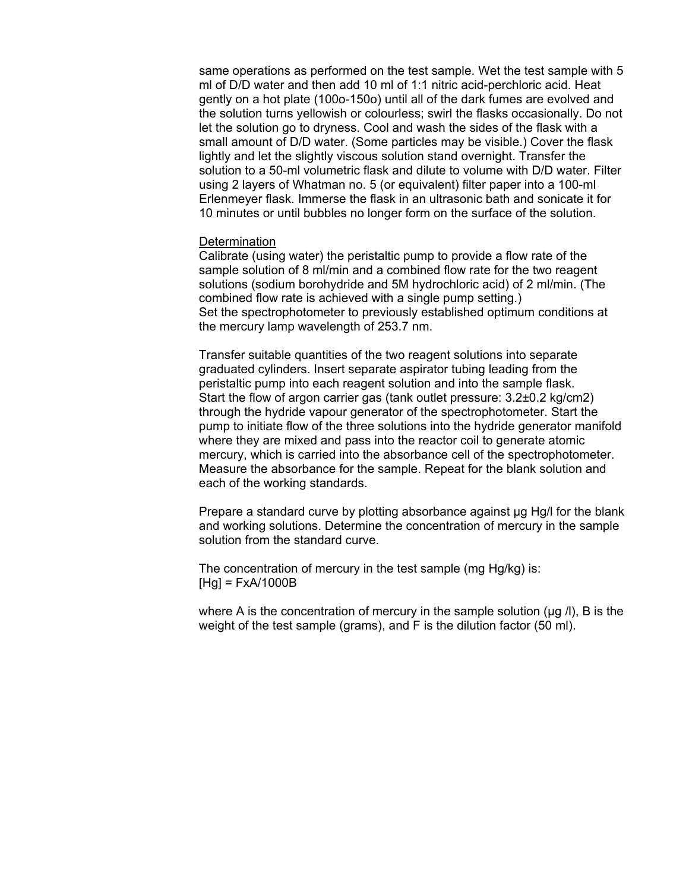same operations as performed on the test sample. Wet the test sample with 5 ml of D/D water and then add 10 ml of 1:1 nitric acid-perchloric acid. Heat gently on a hot plate (100o-150o) until all of the dark fumes are evolved and the solution turns yellowish or colourless; swirl the flasks occasionally. Do not let the solution go to dryness. Cool and wash the sides of the flask with a small amount of D/D water. (Some particles may be visible.) Cover the flask lightly and let the slightly viscous solution stand overnight. Transfer the solution to a 50-ml volumetric flask and dilute to volume with D/D water. Filter using 2 layers of Whatman no. 5 (or equivalent) filter paper into a 100-ml Erlenmeyer flask. Immerse the flask in an ultrasonic bath and sonicate it for 10 minutes or until bubbles no longer form on the surface of the solution.

Determination

Calibrate (using water) the peristaltic pump to provide a flow rate of the sample solution of 8 ml/min and a combined flow rate for the two reagent solutions (sodium borohydride and 5M hydrochloric acid) of 2 ml/min. (The combined flow rate is achieved with a single pump setting.)
Set the spectrophotometer to previously established optimum conditions at the mercury lamp wavelength of 253.7 nm.

Transfer suitable quantities of the two reagent solutions into separate graduated cylinders. Insert separate aspirator tubing leading from the peristaltic pump into each reagent solution and into the sample flask.
Start the flow of argon carrier gas (tank outlet pressure: 3.2±0.2 kg/cm2) through the hydride vapour generator of the spectrophotometer. Start the pump to initiate flow of the three solutions into the hydride generator manifold where they are mixed and pass into the reactor coil to generate atomic mercury, which is carried into the absorbance cell of the spectrophotometer. Measure the absorbance for the sample. Repeat for the blank solution and each of the working standards.

Prepare a standard curve by plotting absorbance against µg Hg/l for the blank and working solutions. Determine the concentration of mercury in the sample solution from the standard curve.

The concentration of mercury in the test sample (mg Hg/kg) is:
$[Hg] = F \times A/1000B$

where A is the concentration of mercury in the sample solution (µg /l), B is the weight of the test sample (grams), and F is the dilution factor (50 ml).